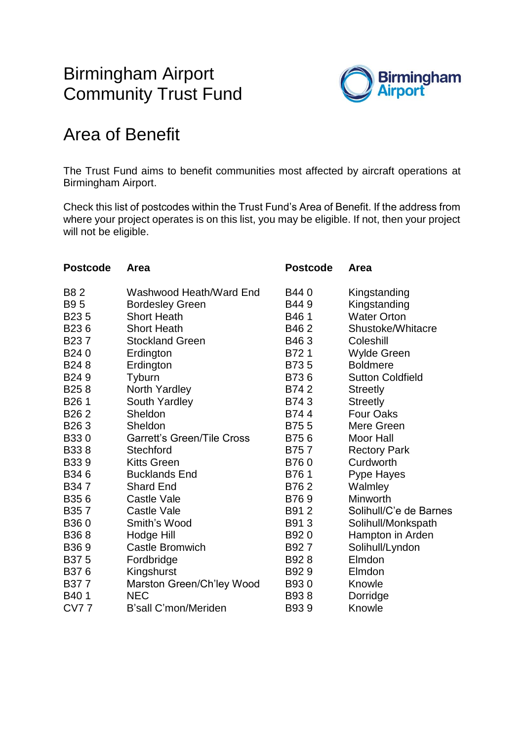# Birmingham Airport Community Trust Fund

## Area of Benefit

The Trust Fund aims to benefit communities most affected by aircraft operations at Birmingham Airport.

Check this list of postcodes within the Trust Fund's Area of Benefit. If the address from where your project operates is on this list, you may be eligible. If not, then your project will not be eligible.

| Postcode | Area |
|---|---|
| B8 2 | Washwood Heath/Ward End |
| B9 5 | Bordesley Green |
| B23 5 | Short Heath |
| B23 6 | Short Heath |
| B23 7 | Stockland Green |
| B24 0 | Erdington |
| B24 8 | Erdington |
| B24 9 | Tyburn |
| B25 8 | North Yardley |
| B26 1 | South Yardley |
| B26 2 | Sheldon |
| B26 3 | Sheldon |
| B33 0 | Garrett's Green/Tile Cross |
| B33 8 | Stechford |
| B33 9 | Kitts Green |
| B34 6 | Bucklands End |
| B34 7 | Shard End |
| B35 6 | Castle Vale |
| B35 7 | Castle Vale |
| B36 0 | Smith's Wood |
| B36 8 | Hodge Hill |
| B36 9 | Castle Bromwich |
| B37 5 | Fordbridge |
| B37 6 | Kingshurst |
| B37 7 | Marston Green/Ch'ley Wood |
| B40 1 | NEC |
| CV7 7 | B'sall C'mon/Meriden |
| B44 0 | Kingstanding |
| B44 9 | Kingstanding |
| B46 1 | Water Orton |
| B46 2 | Shustoke/Whitacre |
| B46 3 | Coleshill |
| B72 1 | Wylde Green |
| B73 5 | Boldmere |
| B73 6 | Sutton Coldfield |
| B74 2 | Streetly |
| B74 3 | Streetly |
| B74 4 | Four Oaks |
| B75 5 | Mere Green |
| B75 6 | Moor Hall |
| B75 7 | Rectory Park |
| B76 0 | Curdworth |
| B76 1 | Pype Hayes |
| B76 2 | Walmley |
| B76 9 | Minworth |
| B91 2 | Solihull/C'e de Barnes |
| B91 3 | Solihull/Monkspath |
| B92 0 | Hampton in Arden |
| B92 7 | Solihull/Lyndon |
| B92 8 | Elmdon |
| B92 9 | Elmdon |
| B93 0 | Knowle |
| B93 8 | Dorridge |
| B93 9 | Knowle |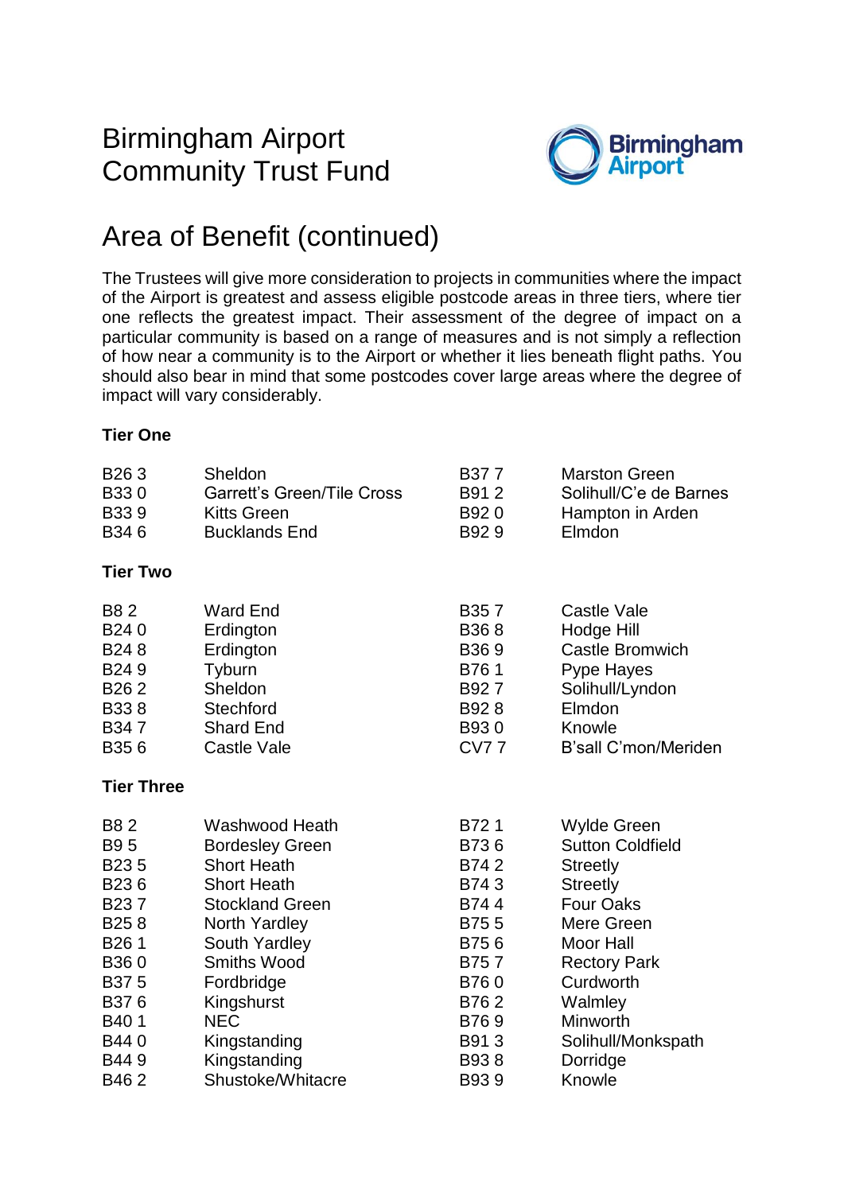# Birmingham Airport Community Trust Fund

## Area of Benefit (continued)

The Trustees will give more consideration to projects in communities where the impact of the Airport is greatest and assess eligible postcode areas in three tiers, where tier one reflects the greatest impact. Their assessment of the degree of impact on a particular community is based on a range of measures and is not simply a reflection of how near a community is to the Airport or whether it lies beneath flight paths. You should also bear in mind that some postcodes cover large areas where the degree of impact will vary considerably.

### Tier One

| Postcode | Area | Postcode | Area |
|---|---|---|---|
| B26 3 | Sheldon | B37 7 | Marston Green |
| B33 0 | Garrett's Green/Tile Cross | B91 2 | Solihull/C'e de Barnes |
| B33 9 | Kitts Green | B92 0 | Hampton in Arden |
| B34 6 | Bucklands End | B92 9 | Elmdon |

### Tier Two

| Postcode | Area | Postcode | Area |
|---|---|---|---|
| B8 2 | Ward End | B35 7 | Castle Vale |
| B24 0 | Erdington | B36 8 | Hodge Hill |
| B24 8 | Erdington | B36 9 | Castle Bromwich |
| B24 9 | Tyburn | B76 1 | Pype Hayes |
| B26 2 | Sheldon | B92 7 | Solihull/Lyndon |
| B33 8 | Stechford | B92 8 | Elmdon |
| B34 7 | Shard End | B93 0 | Knowle |
| B35 6 | Castle Vale | CV7 7 | B'sall C'mon/Meriden |

### Tier Three

| Postcode | Area | Postcode | Area |
|---|---|---|---|
| B8 2 | Washwood Heath | B72 1 | Wylde Green |
| B9 5 | Bordesley Green | B73 6 | Sutton Coldfield |
| B23 5 | Short Heath | B74 2 | Streetly |
| B23 6 | Short Heath | B74 3 | Streetly |
| B23 7 | Stockland Green | B74 4 | Four Oaks |
| B25 8 | North Yardley | B75 5 | Mere Green |
| B26 1 | South Yardley | B75 6 | Moor Hall |
| B36 0 | Smiths Wood | B75 7 | Rectory Park |
| B37 5 | Fordbridge | B76 0 | Curdworth |
| B37 6 | Kingshurst | B76 2 | Walmley |
| B40 1 | NEC | B76 9 | Minworth |
| B44 0 | Kingstanding | B91 3 | Solihull/Monkspath |
| B44 9 | Kingstanding | B93 8 | Dorridge |
| B46 2 | Shustoke/Whitacre | B93 9 | Knowle |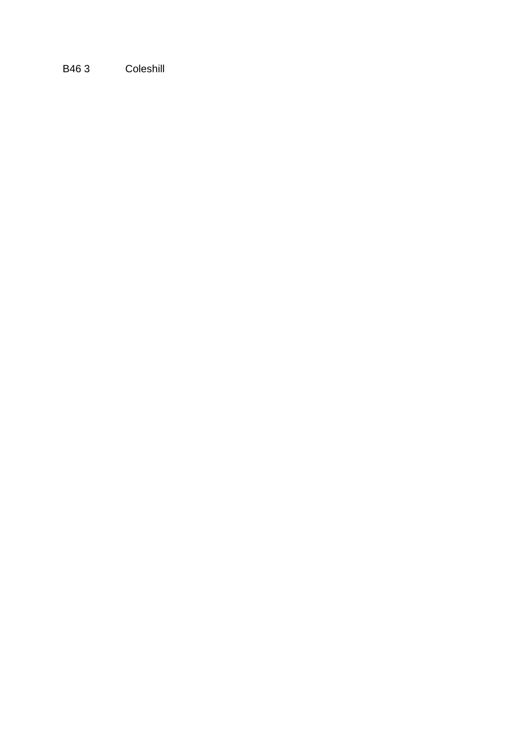| | |
|---|---|
| B46 3 | Coleshill |